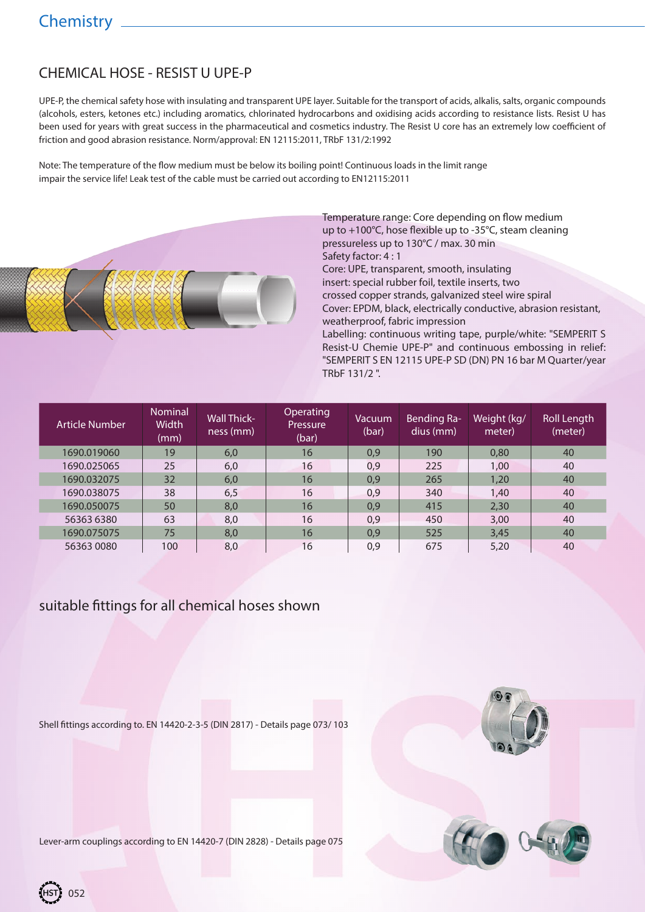# CHEMICAL HOSE - RESIST U UPE-P

UPE-P, the chemical safety hose with insulating and transparent UPE layer. Suitable for the transport of acids, alkalis, salts, organic compounds (alcohols, esters, ketones etc.) including aromatics, chlorinated hydrocarbons and oxidising acids according to resistance lists. Resist U has been used for years with great success in the pharmaceutical and cosmetics industry. The Resist U core has an extremely low coefficient of friction and good abrasion resistance. Norm/approval: EN 12115:2011, TRbF 131/2:1992

Note: The temperature of the flow medium must be below its boiling point! Continuous loads in the limit range impair the service life! Leak test of the cable must be carried out according to EN12115:2011

Temperature range: Core depending on flow medium up to +100°C, hose flexible up to -35°C, steam cleaning pressureless up to 130°C / max. 30 min
Safety factor: 4 : 1
Core: UPE, transparent, smooth, insulating
insert: special rubber foil, textile inserts, two crossed copper strands, galvanized steel wire spiral
Cover: EPDM, black, electrically conductive, abrasion resistant, weatherproof, fabric impression
Labelling: continuous writing tape, purple/white: "SEMPERIT S Resist-U Chemie UPE-P" and continuous embossing in relief: "SEMPERIT S EN 12115 UPE-P SD (DN) PN 16 bar M Quarter/year TRbF 131/2 ".

| Article Number | Nominal Width (mm) | Wall Thick-ness (mm) | Operating Pressure (bar) | Vacuum (bar) | Bending Ra-dius (mm) | Weight (kg/meter) | Roll Length (meter) |
|---|---|---|---|---|---|---|---|
| 1690.019060 | 19 | 6,0 | 16 | 0,9 | 190 | 0,80 | 40 |
| 1690.025065 | 25 | 6,0 | 16 | 0,9 | 225 | 1,00 | 40 |
| 1690.032075 | 32 | 6,0 | 16 | 0,9 | 265 | 1,20 | 40 |
| 1690.038075 | 38 | 6,5 | 16 | 0,9 | 340 | 1,40 | 40 |
| 1690.050075 | 50 | 8,0 | 16 | 0,9 | 415 | 2,30 | 40 |
| 56363 6380 | 63 | 8,0 | 16 | 0,9 | 450 | 3,00 | 40 |
| 1690.075075 | 75 | 8,0 | 16 | 0,9 | 525 | 3,45 | 40 |
| 56363 0080 | 100 | 8,0 | 16 | 0,9 | 675 | 5,20 | 40 |

## suitable fittings for all chemical hoses shown

Shell fittings according to. EN 14420-2-3-5 (DIN 2817) - Details page 073/ 103

Lever-arm couplings according to EN 14420-7 (DIN 2828) - Details page 075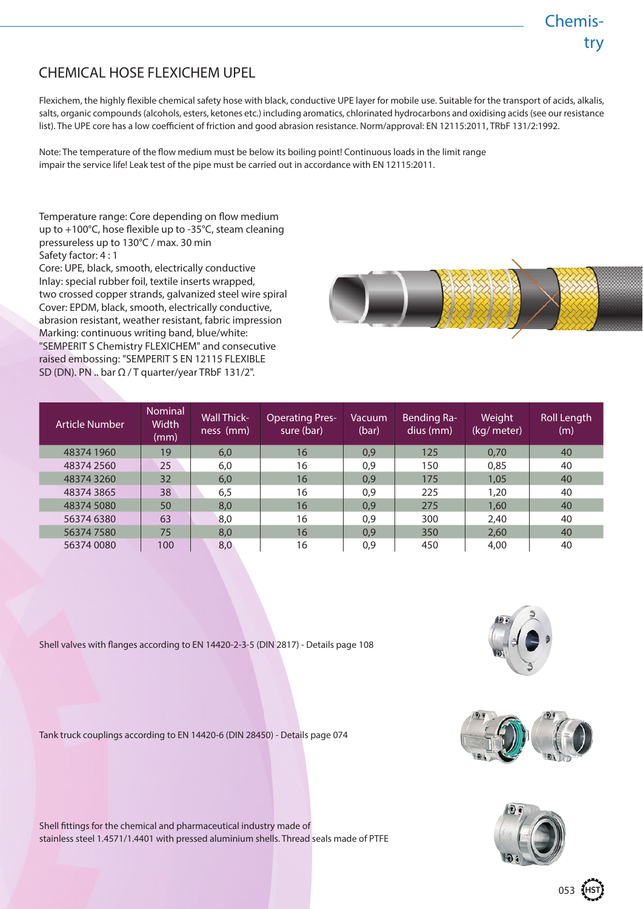# CHEMICAL HOSE FLEXICHEM UPEL

Flexichem, the highly flexible chemical safety hose with black, conductive UPE layer for mobile use. Suitable for the transport of acids, alkalis, salts, organic compounds (alcohols, esters, ketones etc.) including aromatics, chlorinated hydrocarbons and oxidising acids (see our resistance list). The UPE core has a low coefficient of friction and good abrasion resistance. Norm/approval: EN 12115:2011, TRbF 131/2:1992.

Note: The temperature of the flow medium must be below its boiling point! Continuous loads in the limit range impair the service life! Leak test of the pipe must be carried out in accordance with EN 12115:2011.

Temperature range: Core depending on flow medium up to +100°C, hose flexible up to -35°C, steam cleaning pressureless up to 130°C / max. 30 min
Safety factor: 4 : 1
Core: UPE, black, smooth, electrically conductive
Inlay: special rubber foil, textile inserts wrapped, two crossed copper strands, galvanized steel wire spiral
Cover: EPDM, black, smooth, electrically conductive, abrasion resistant, weather resistant, fabric impression
Marking: continuous writing band, blue/white: "SEMPERIT S Chemistry FLEXICHEM" and consecutive raised embossing: "SEMPERIT S EN 12115 FLEXIBLE SD (DN). PN .. bar Ω / T quarter/year TRbF 131/2".

| Article Number | Nominal Width (mm) | Wall Thickness (mm) | Operating Pressure (bar) | Vacuum (bar) | Bending Radius (mm) | Weight (kg/ meter) | Roll Length (m) |
|---|---|---|---|---|---|---|---|
| 48374 1960 | 19 | 6,0 | 16 | 0,9 | 125 | 0,70 | 40 |
| 48374 2560 | 25 | 6,0 | 16 | 0,9 | 150 | 0,85 | 40 |
| 48374 3260 | 32 | 6,0 | 16 | 0,9 | 175 | 1,05 | 40 |
| 48374 3865 | 38 | 6,5 | 16 | 0,9 | 225 | 1,20 | 40 |
| 48374 5080 | 50 | 8,0 | 16 | 0,9 | 275 | 1,60 | 40 |
| 56374 6380 | 63 | 8,0 | 16 | 0,9 | 300 | 2,40 | 40 |
| 56374 7580 | 75 | 8,0 | 16 | 0,9 | 350 | 2,60 | 40 |
| 56374 0080 | 100 | 8,0 | 16 | 0,9 | 450 | 4,00 | 40 |

Shell valves with flanges according to EN 14420-2-3-5 (DIN 2817) - Details page 108

Tank truck couplings according to EN 14420-6 (DIN 28450) - Details page 074

Shell fittings for the chemical and pharmaceutical industry made of stainless steel 1.4571/1.4401 with pressed aluminium shells. Thread seals made of PTFE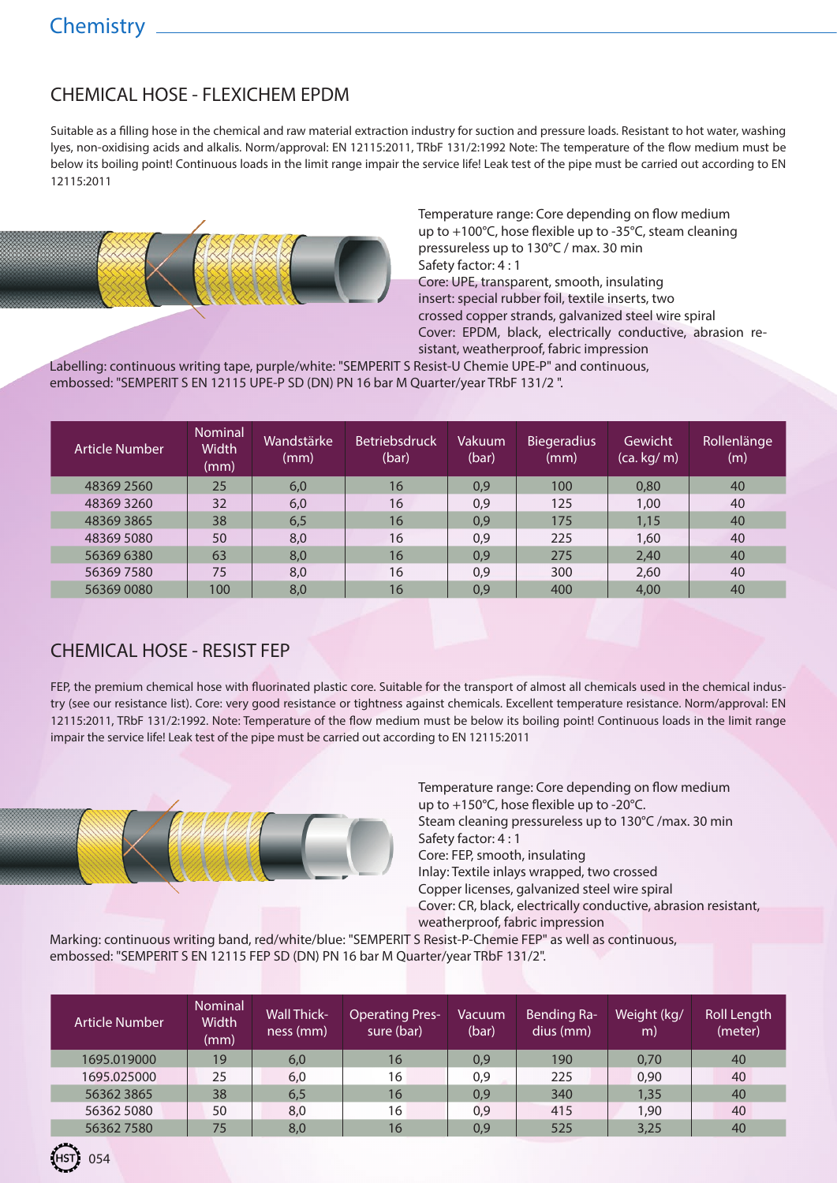## CHEMICAL HOSE - FLEXICHEM EPDM

Suitable as a filling hose in the chemical and raw material extraction industry for suction and pressure loads. Resistant to hot water, washing lyes, non-oxidising acids and alkalis. Norm/approval: EN 12115:2011, TRbF 131/2:1992 Note: The temperature of the flow medium must be below its boiling point! Continuous loads in the limit range impair the service life! Leak test of the pipe must be carried out according to EN 12115:2011

Temperature range: Core depending on flow medium up to +100°C, hose flexible up to -35°C, steam cleaning pressureless up to 130°C / max. 30 min
Safety factor: 4 : 1
Core: UPE, transparent, smooth, insulating
insert: special rubber foil, textile inserts, two crossed copper strands, galvanized steel wire spiral
Cover: EPDM, black, electrically conductive, abrasion resistant, weatherproof, fabric impression

Labelling: continuous writing tape, purple/white: "SEMPERIT S Resist-U Chemie UPE-P" and continuous, embossed: "SEMPERIT S EN 12115 UPE-P SD (DN) PN 16 bar M Quarter/year TRbF 131/2 ".

| Article Number | Nominal Width (mm) | Wandstärke (mm) | Betriebsdruck (bar) | Vakuum (bar) | Biegeradius (mm) | Gewicht (ca. kg/ m) | Rollenlänge (m) |
|---|---|---|---|---|---|---|---|
| 48369 2560 | 25 | 6,0 | 16 | 0,9 | 100 | 0,80 | 40 |
| 48369 3260 | 32 | 6,0 | 16 | 0,9 | 125 | 1,00 | 40 |
| 48369 3865 | 38 | 6,5 | 16 | 0,9 | 175 | 1,15 | 40 |
| 48369 5080 | 50 | 8,0 | 16 | 0,9 | 225 | 1,60 | 40 |
| 56369 6380 | 63 | 8,0 | 16 | 0,9 | 275 | 2,40 | 40 |
| 56369 7580 | 75 | 8,0 | 16 | 0,9 | 300 | 2,60 | 40 |
| 56369 0080 | 100 | 8,0 | 16 | 0,9 | 400 | 4,00 | 40 |

## CHEMICAL HOSE - RESIST FEP

FEP, the premium chemical hose with fluorinated plastic core. Suitable for the transport of almost all chemicals used in the chemical industry (see our resistance list). Core: very good resistance or tightness against chemicals. Excellent temperature resistance. Norm/approval: EN 12115:2011, TRbF 131/2:1992. Note: Temperature of the flow medium must be below its boiling point! Continuous loads in the limit range impair the service life! Leak test of the pipe must be carried out according to EN 12115:2011

Temperature range: Core depending on flow medium up to +150°C, hose flexible up to -20°C.
Steam cleaning pressureless up to 130°C /max. 30 min
Safety factor: 4 : 1
Core: FEP, smooth, insulating
Inlay: Textile inlays wrapped, two crossed
Copper licenses, galvanized steel wire spiral
Cover: CR, black, electrically conductive, abrasion resistant, weatherproof, fabric impression

Marking: continuous writing band, red/white/blue: "SEMPERIT S Resist-P-Chemie FEP" as well as continuous, embossed: "SEMPERIT S EN 12115 FEP SD (DN) PN 16 bar M Quarter/year TRbF 131/2".

| Article Number | Nominal Width (mm) | Wall Thickness (mm) | Operating Pressure (bar) | Vacuum (bar) | Bending Radius (mm) | Weight (kg/ m) | Roll Length (meter) |
|---|---|---|---|---|---|---|---|
| 1695.019000 | 19 | 6,0 | 16 | 0,9 | 190 | 0,70 | 40 |
| 1695.025000 | 25 | 6,0 | 16 | 0,9 | 225 | 0,90 | 40 |
| 56362 3865 | 38 | 6,5 | 16 | 0,9 | 340 | 1,35 | 40 |
| 56362 5080 | 50 | 8,0 | 16 | 0,9 | 415 | 1,90 | 40 |
| 56362 7580 | 75 | 8,0 | 16 | 0,9 | 525 | 3,25 | 40 |